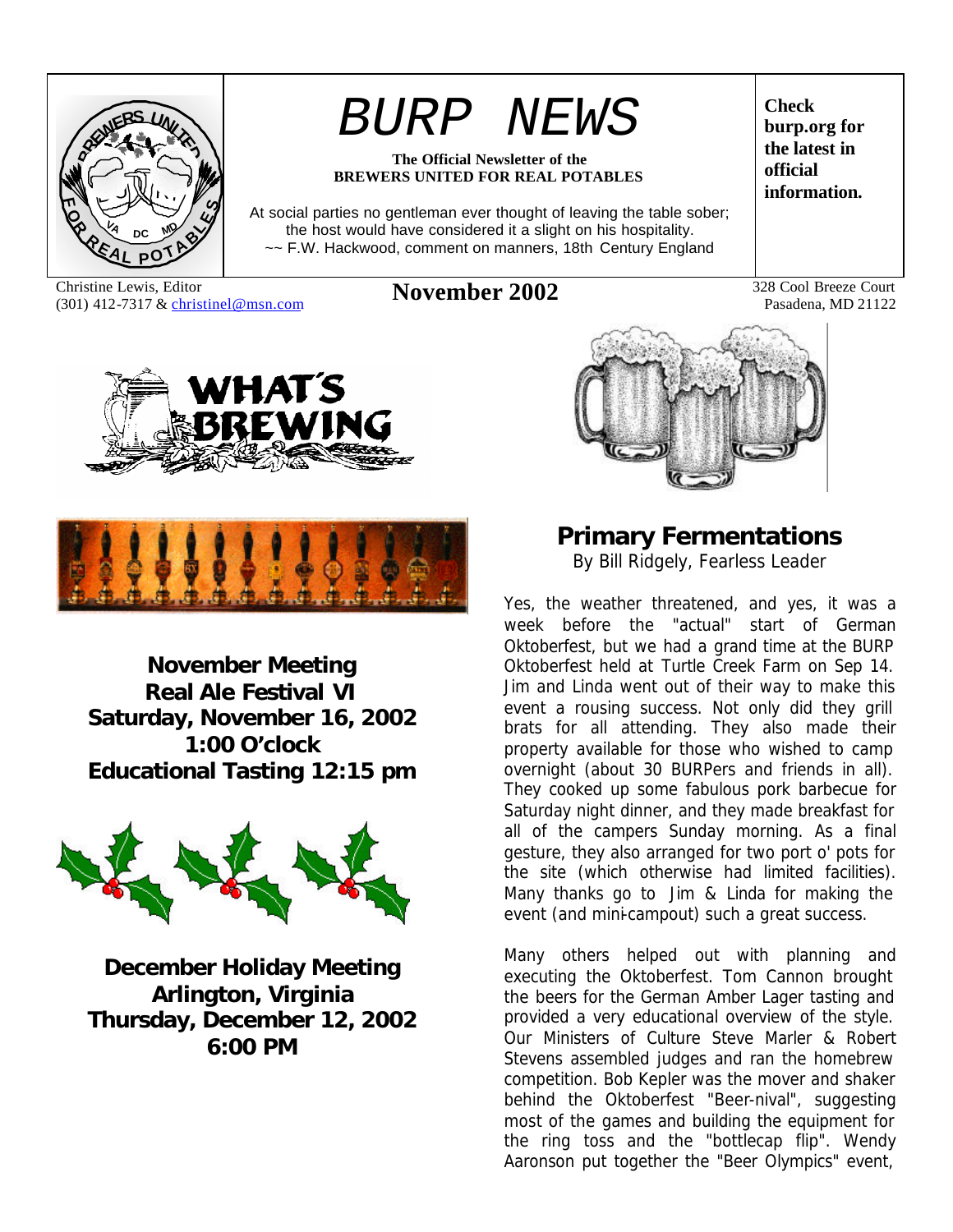# BURP NEWS

**The Official Newsletter of the BREWERS UNITED FOR REAL POTABLES**

At social parties no gentleman ever thought of leaving the table sober; the host would have considered it a slight on his hospitality.
~~ F.W. Hackwood, comment on manners, 18th Century England

**Check burp.org for the latest in official information.**

Christine Lewis, Editor
(301) 412-7317 & christinel@msn.com

## November 2002

328 Cool Breeze Court
Pasadena, MD 21122

**WHAT'S BREWING**

**November Meeting**
**Real Ale Festival VI**
**Saturday, November 16, 2002**
**1:00 O'clock**
**Educational Tasting 12:15 pm**

**December Holiday Meeting**
**Arlington, Virginia**
**Thursday, December 12, 2002**
**6:00 PM**

## Primary Fermentations

By Bill Ridgely, Fearless Leader

Yes, the weather threatened, and yes, it was a week before the "actual" start of German Oktoberfest, but we had a grand time at the BURP Oktoberfest held at Turtle Creek Farm on Sep 14. Jim and Linda went out of their way to make this event a rousing success. Not only did they grill brats for all attending. They also made their property available for those who wished to camp overnight (about 30 BURPers and friends in all). They cooked up some fabulous pork barbecue for Saturday night dinner, and they made breakfast for all of the campers Sunday morning. As a final gesture, they also arranged for two port o' pots for the site (which otherwise had limited facilities). Many thanks go to Jim & Linda for making the event (and mini-campout) such a great success.

Many others helped out with planning and executing the Oktoberfest. Tom Cannon brought the beers for the German Amber Lager tasting and provided a very educational overview of the style. Our Ministers of Culture Steve Marler & Robert Stevens assembled judges and ran the homebrew competition. Bob Kepler was the mover and shaker behind the Oktoberfest "Beer-nival", suggesting most of the games and building the equipment for the ring toss and the "bottlecap flip". Wendy Aaronson put together the "Beer Olympics" event,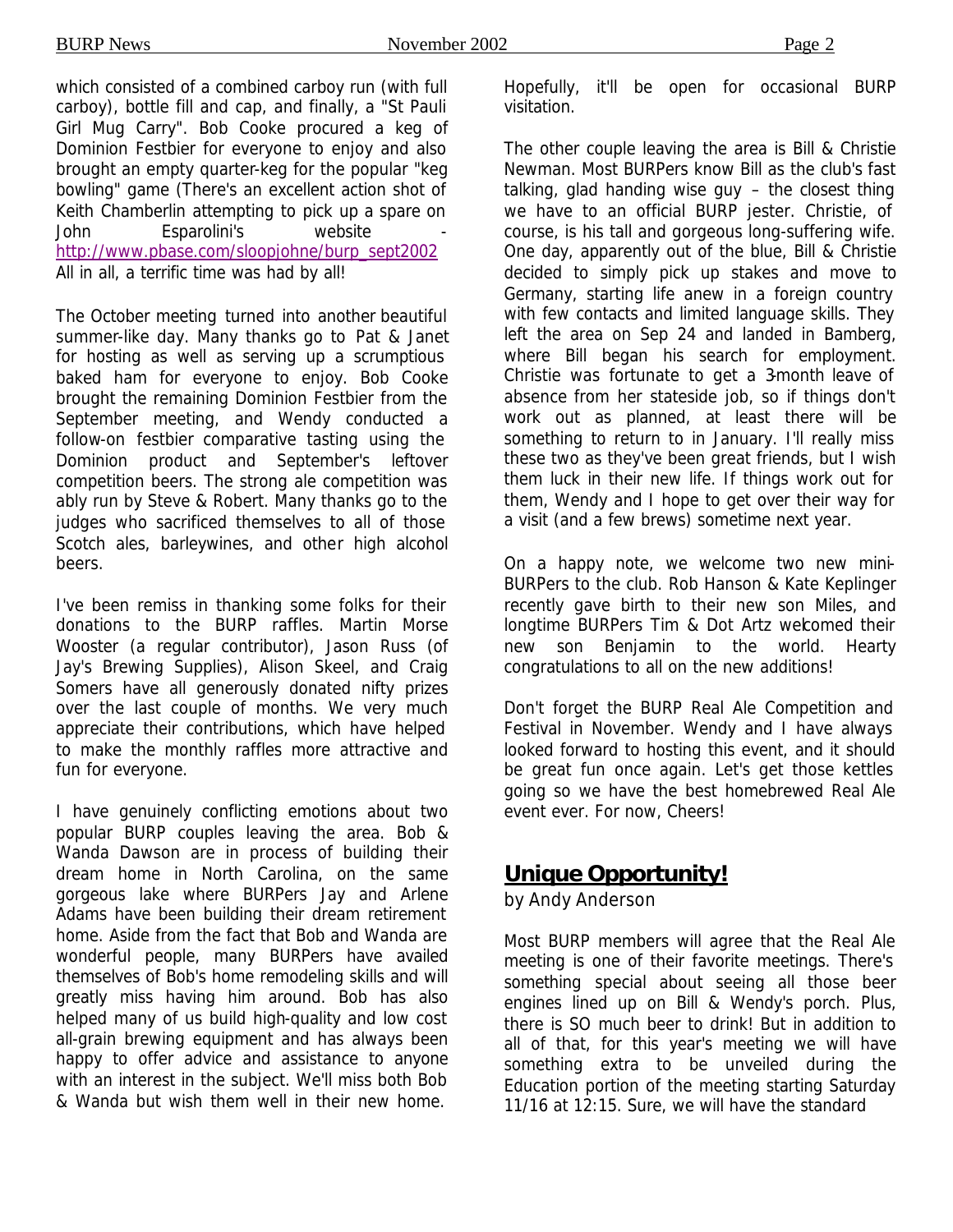which consisted of a combined carboy run (with full carboy), bottle fill and cap, and finally, a "St Pauli Girl Mug Carry". Bob Cooke procured a keg of Dominion Festbier for everyone to enjoy and also brought an empty quarter-keg for the popular "keg bowling" game (There's an excellent action shot of Keith Chamberlin attempting to pick up a spare on John Esparolini's website - http://www.pbase.com/sloopjohne/burp_sept2002 All in all, a terrific time was had by all!

The October meeting turned into another beautiful summer-like day. Many thanks go to Pat & Janet for hosting as well as serving up a scrumptious baked ham for everyone to enjoy. Bob Cooke brought the remaining Dominion Festbier from the September meeting, and Wendy conducted a follow-on festbier comparative tasting using the Dominion product and September's leftover competition beers. The strong ale competition was ably run by Steve & Robert. Many thanks go to the judges who sacrificed themselves to all of those Scotch ales, barleywines, and other high alcohol beers.

I've been remiss in thanking some folks for their donations to the BURP raffles. Martin Morse Wooster (a regular contributor), Jason Russ (of Jay's Brewing Supplies), Alison Skeel, and Craig Somers have all generously donated nifty prizes over the last couple of months. We very much appreciate their contributions, which have helped to make the monthly raffles more attractive and fun for everyone.

I have genuinely conflicting emotions about two popular BURP couples leaving the area. Bob & Wanda Dawson are in process of building their dream home in North Carolina, on the same gorgeous lake where BURPers Jay and Arlene Adams have been building their dream retirement home. Aside from the fact that Bob and Wanda are wonderful people, many BURPers have availed themselves of Bob's home remodeling skills and will greatly miss having him around. Bob has also helped many of us build high-quality and low cost all-grain brewing equipment and has always been happy to offer advice and assistance to anyone with an interest in the subject. We'll miss both Bob & Wanda but wish them well in their new home. Hopefully, it'll be open for occasional BURP visitation.

The other couple leaving the area is Bill & Christie Newman. Most BURPers know Bill as the club's fast talking, glad handing wise guy – the closest thing we have to an official BURP jester. Christie, of course, is his tall and gorgeous long-suffering wife. One day, apparently out of the blue, Bill & Christie decided to simply pick up stakes and move to Germany, starting life anew in a foreign country with few contacts and limited language skills. They left the area on Sep 24 and landed in Bamberg, where Bill began his search for employment. Christie was fortunate to get a 3-month leave of absence from her stateside job, so if things don't work out as planned, at least there will be something to return to in January. I'll really miss these two as they've been great friends, but I wish them luck in their new life. If things work out for them, Wendy and I hope to get over their way for a visit (and a few brews) sometime next year.

On a happy note, we welcome two new mini-BURPers to the club. Rob Hanson & Kate Keplinger recently gave birth to their new son Miles, and longtime BURPers Tim & Dot Artz welcomed their new son Benjamin to the world. Hearty congratulations to all on the new additions!

Don't forget the BURP Real Ale Competition and Festival in November. Wendy and I have always looked forward to hosting this event, and it should be great fun once again. Let's get those kettles going so we have the best homebrewed Real Ale event ever. For now, Cheers!

## **Unique Opportunity!**

by Andy Anderson

Most BURP members will agree that the Real Ale meeting is one of their favorite meetings. There's something special about seeing all those beer engines lined up on Bill & Wendy's porch. Plus, there is SO much beer to drink! But in addition to all of that, for this year's meeting we will have something extra to be unveiled during the Education portion of the meeting starting Saturday 11/16 at 12:15. Sure, we will have the standard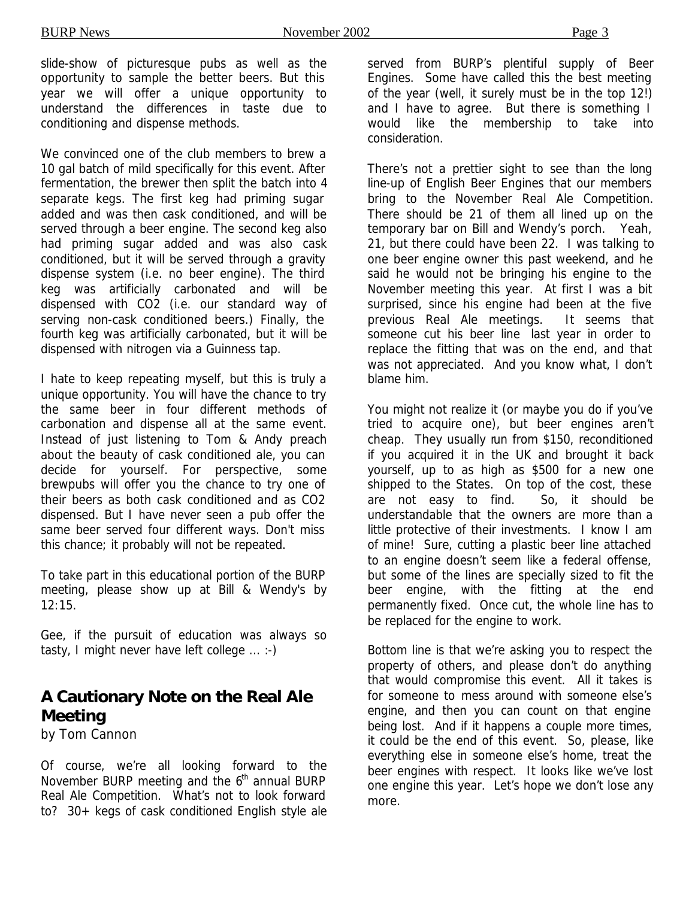slide-show of picturesque pubs as well as the opportunity to sample the better beers. But this year we will offer a unique opportunity to understand the differences in taste due to conditioning and dispense methods.

We convinced one of the club members to brew a 10 gal batch of mild specifically for this event. After fermentation, the brewer then split the batch into 4 separate kegs. The first keg had priming sugar added and was then cask conditioned, and will be served through a beer engine. The second keg also had priming sugar added and was also cask conditioned, but it will be served through a gravity dispense system (i.e. no beer engine). The third keg was artificially carbonated and will be dispensed with $CO_2$ (i.e. our standard way of serving non-cask conditioned beers.) Finally, the fourth keg was artificially carbonated, but it will be dispensed with nitrogen via a Guinness tap.

I hate to keep repeating myself, but this is truly a unique opportunity. You will have the chance to try the same beer in four different methods of carbonation and dispense all at the same event. Instead of just listening to Tom & Andy preach about the beauty of cask conditioned ale, you can decide for yourself. For perspective, some brewpubs will offer you the chance to try one of their beers as both cask conditioned and as $CO_2$ dispensed. But I have never seen a pub offer the same beer served four different ways. Don't miss this chance; it probably will not be repeated.

To take part in this educational portion of the BURP meeting, please show up at Bill & Wendy's by 12:15.

Gee, if the pursuit of education was always so tasty, I might never have left college ... :-)

## A Cautionary Note on the Real Ale Meeting

*by Tom Cannon*

Of course, we're all looking forward to the November BURP meeting and the 6th annual BURP Real Ale Competition. What's not to look forward to? 30+ kegs of cask conditioned English style ale served from BURP's plentiful supply of Beer Engines. Some have called this the best meeting of the year (well, it surely must be in the top 12!) and I have to agree. But there is something I would like the membership to take into consideration.

There's not a prettier sight to see than the long line-up of English Beer Engines that our members bring to the November Real Ale Competition. There should be 21 of them all lined up on the temporary bar on Bill and Wendy's porch. Yeah, 21, but there could have been 22. I was talking to one beer engine owner this past weekend, and he said he would not be bringing his engine to the November meeting this year. At first I was a bit surprised, since his engine had been at the five previous Real Ale meetings. It seems that someone cut his beer line last year in order to replace the fitting that was on the end, and that was not appreciated. And you know what, I don't blame him.

You might not realize it (or maybe you do if you've tried to acquire one), but beer engines aren't cheap. They usually run from $150, reconditioned if you acquired it in the UK and brought it back yourself, up to as high as $500 for a new one shipped to the States. On top of the cost, these are not easy to find. So, it should be understandable that the owners are more than a little protective of their investments. I know I am of mine! Sure, cutting a plastic beer line attached to an engine doesn't seem like a federal offense, but some of the lines are specially sized to fit the beer engine, with the fitting at the end permanently fixed. Once cut, the whole line has to be replaced for the engine to work.

Bottom line is that we're asking you to respect the property of others, and please don't do anything that would compromise this event. All it takes is for someone to mess around with someone else's engine, and then you can count on that engine being lost. And if it happens a couple more times, it could be the end of this event. So, please, like everything else in someone else's home, treat the beer engines with respect. It looks like we've lost one engine this year. Let's hope we don't lose any more.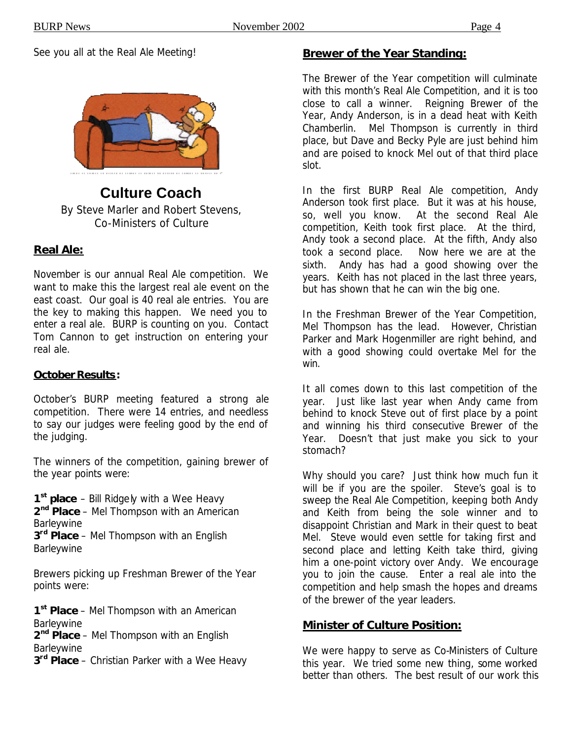See you all at the Real Ale Meeting!

## Culture Coach

By Steve Marler and Robert Stevens, Co-Ministers of Culture

### Real Ale:

November is our annual Real Ale competition. We want to make this the largest real ale event on the east coast. Our goal is 40 real ale entries. You are the key to making this happen. We need you to enter a real ale. BURP is counting on you. Contact Tom Cannon to get instruction on entering your real ale.

#### October Results:

October's BURP meeting featured a strong ale competition. There were 14 entries, and needless to say our judges were feeling good by the end of the judging.

The winners of the competition, gaining brewer of the year points were:

**1st place** – Bill Ridgely with a Wee Heavy
**2nd Place** – Mel Thompson with an American Barleywine
**3rd Place** – Mel Thompson with an English Barleywine

Brewers picking up Freshman Brewer of the Year points were:

**1st Place** – Mel Thompson with an American Barleywine
**2nd Place** – Mel Thompson with an English Barleywine
**3rd Place** – Christian Parker with a Wee Heavy

### Brewer of the Year Standing:

The Brewer of the Year competition will culminate with this month's Real Ale Competition, and it is too close to call a winner. Reigning Brewer of the Year, Andy Anderson, is in a dead heat with Keith Chamberlin. Mel Thompson is currently in third place, but Dave and Becky Pyle are just behind him and are poised to knock Mel out of that third place slot.

In the first BURP Real Ale competition, Andy Anderson took first place. But it was at his house, so, well you know. At the second Real Ale competition, Keith took first place. At the third, Andy took a second place. At the fifth, Andy also took a second place. Now here we are at the sixth. Andy has had a good showing over the years. Keith has not placed in the last three years, but has shown that he can win the big one.

In the Freshman Brewer of the Year Competition, Mel Thompson has the lead. However, Christian Parker and Mark Hogenmiller are right behind, and with a good showing could overtake Mel for the win.

It all comes down to this last competition of the year. Just like last year when Andy came from behind to knock Steve out of first place by a point and winning his third consecutive Brewer of the Year. Doesn't that just make you sick to your stomach?

Why should you care? Just think how much fun it will be if you are the spoiler. Steve's goal is to sweep the Real Ale Competition, keeping both Andy and Keith from being the sole winner and to disappoint Christian and Mark in their quest to beat Mel. Steve would even settle for taking first and second place and letting Keith take third, giving him a one-point victory over Andy. We encourage you to join the cause. Enter a real ale into the competition and help smash the hopes and dreams of the brewer of the year leaders.

### Minister of Culture Position:

We were happy to serve as Co-Ministers of Culture this year. We tried some new thing, some worked better than others. The best result of our work this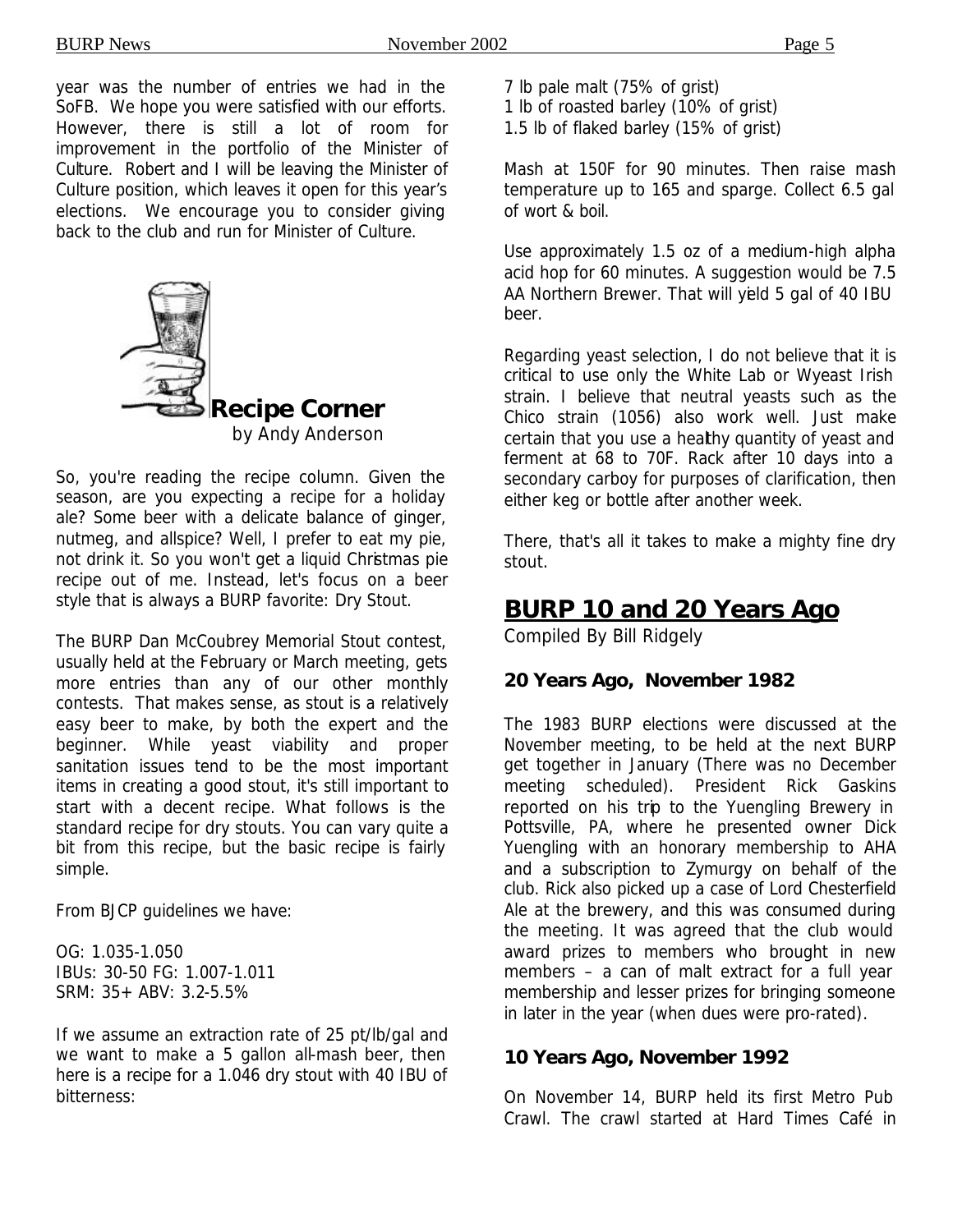year was the number of entries we had in the SoFB. We hope you were satisfied with our efforts. However, there is still a lot of room for improvement in the portfolio of the Minister of Culture. Robert and I will be leaving the Minister of Culture position, which leaves it open for this year's elections. We encourage you to consider giving back to the club and run for Minister of Culture.

## Recipe Corner

by Andy Anderson

So, you're reading the recipe column. Given the season, are you expecting a recipe for a holiday ale? Some beer with a delicate balance of ginger, nutmeg, and allspice? Well, I prefer to eat my pie, not drink it. So you won't get a liquid Christmas pie recipe out of me. Instead, let's focus on a beer style that is always a BURP favorite: Dry Stout.

The BURP Dan McCoubrey Memorial Stout contest, usually held at the February or March meeting, gets more entries than any of our other monthly contests. That makes sense, as stout is a relatively easy beer to make, by both the expert and the beginner. While yeast viability and proper sanitation issues tend to be the most important items in creating a good stout, it's still important to start with a decent recipe. What follows is the standard recipe for dry stouts. You can vary quite a bit from this recipe, but the basic recipe is fairly simple.

From BJCP guidelines we have:

OG: 1.035-1.050
IBUs: 30-50 FG: 1.007-1.011
SRM: 35+ ABV: 3.2-5.5%

If we assume an extraction rate of 25 pt/lb/gal and we want to make a 5 gallon all-mash beer, then here is a recipe for a 1.046 dry stout with 40 IBU of bitterness:

7 lb pale malt (75% of grist)
1 lb of roasted barley (10% of grist)
1.5 lb of flaked barley (15% of grist)

Mash at 150F for 90 minutes. Then raise mash temperature up to 165 and sparge. Collect 6.5 gal of wort & boil.

Use approximately 1.5 oz of a medium-high alpha acid hop for 60 minutes. A suggestion would be 7.5 AA Northern Brewer. That will yield 5 gal of 40 IBU beer.

Regarding yeast selection, I do not believe that it is critical to use only the White Lab or Wyeast Irish strain. I believe that neutral yeasts such as the Chico strain (1056) also work well. Just make certain that you use a healthy quantity of yeast and ferment at 68 to 70F. Rack after 10 days into a secondary carboy for purposes of clarification, then either keg or bottle after another week.

There, that's all it takes to make a mighty fine dry stout.

## BURP 10 and 20 Years Ago

Compiled By Bill Ridgely

### 20 Years Ago, November 1982

The 1983 BURP elections were discussed at the November meeting, to be held at the next BURP get together in January (There was no December meeting scheduled). President Rick Gaskins reported on his trip to the Yuengling Brewery in Pottsville, PA, where he presented owner Dick Yuengling with an honorary membership to AHA and a subscription to Zymurgy on behalf of the club. Rick also picked up a case of Lord Chesterfield Ale at the brewery, and this was consumed during the meeting. It was agreed that the club would award prizes to members who brought in new members – a can of malt extract for a full year membership and lesser prizes for bringing someone in later in the year (when dues were pro-rated).

### 10 Years Ago, November 1992

On November 14, BURP held its first Metro Pub Crawl. The crawl started at Hard Times Café in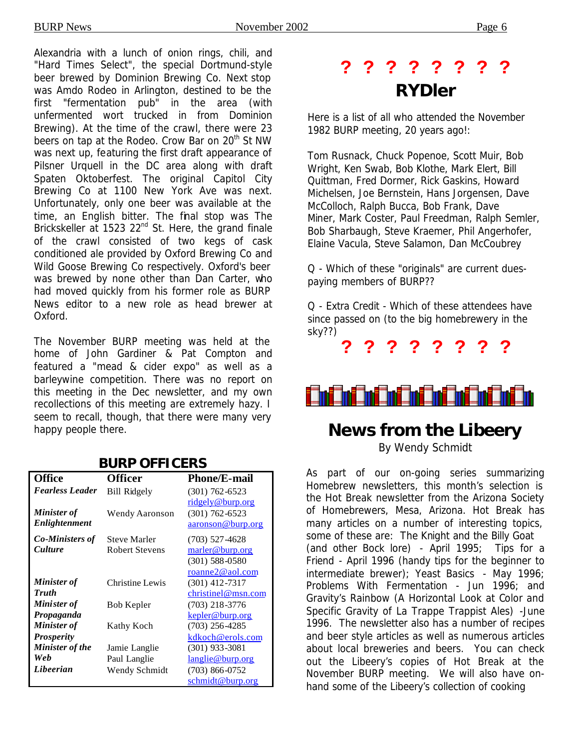Alexandria with a lunch of onion rings, chili, and "Hard Times Select", the special Dortmund-style beer brewed by Dominion Brewing Co. Next stop was Amdo Rodeo in Arlington, destined to be the first "fermentation pub" in the area (with unfermented wort trucked in from Dominion Brewing). At the time of the crawl, there were 23 beers on tap at the Rodeo. Crow Bar on 20th St NW was next up, featuring the first draft appearance of Pilsner Urquell in the DC area along with draft Spaten Oktoberfest. The original Capitol City Brewing Co at 1100 New York Ave was next. Unfortunately, only one beer was available at the time, an English bitter. The final stop was The Brickskeller at 1523 22nd St. Here, the grand finale of the crawl consisted of two kegs of cask conditioned ale provided by Oxford Brewing Co and Wild Goose Brewing Co respectively. Oxford's beer was brewed by none other than Dan Carter, who had moved quickly from his former role as BURP News editor to a new role as head brewer at Oxford.

The November BURP meeting was held at the home of John Gardiner & Pat Compton and featured a "mead & cider expo" as well as a barleywine competition. There was no report on this meeting in the Dec newsletter, and my own recollections of this meeting are extremely hazy. I seem to recall, though, that there were many very happy people there.

## BURP OFFICERS

| Office | Officer | Phone/E-mail |
|---|---|---|
| ***Fearless Leader*** | Bill Ridgely | (301) 762-6523 ridgely@burp.org |
| ***Minister of Enlightenment*** | Wendy Aaronson | (301) 762-6523 aaronson@burp.org |
| ***Co-Ministers of Culture*** | Steve Marler<br>Robert Stevens | (703) 527-4628 marler@burp.org<br>(301) 588-0580 roanne2@aol.com |
| ***Minister of Truth*** | Christine Lewis | (301) 412-7317 christinel@msn.com |
| ***Minister of Propaganda*** | Bob Kepler | (703) 218-3776 kepler@burp.org |
| ***Minister of Prosperity*** | Kathy Koch | (703) 256-4285 kdkoch@erols.com |
| ***Minister of the Web*** | Jamie Langlie<br>Paul Langlie | (301) 933-3081 langlie@burp.org |
| ***Libeerian*** | Wendy Schmidt | (703) 866-0752 schmidt@burp.org |

## ? ? ? ? ? ? ? ?
## RYDler

Here is a list of all who attended the November 1982 BURP meeting, 20 years ago!:

Tom Rusnack, Chuck Popenoe, Scott Muir, Bob Wright, Ken Swab, Bob Klothe, Mark Elert, Bill Quittman, Fred Dormer, Rick Gaskins, Howard Michelsen, Joe Bernstein, Hans Jorgensen, Dave McColloch, Ralph Bucca, Bob Frank, Dave Miner, Mark Coster, Paul Freedman, Ralph Semler, Bob Sharbaugh, Steve Kraemer, Phil Angerhofer, Elaine Vacula, Steve Salamon, Dan McCoubrey

Q - Which of these "originals" are current dues-paying members of BURP??

Q - Extra Credit - Which of these attendees have since passed on (to the big homebrewery in the sky??)

**? ? ? ? ? ? ? ?**

## News from the Libeery

By Wendy Schmidt

As part of our on-going series summarizing Homebrew newsletters, this month's selection is the Hot Break newsletter from the Arizona Society of Homebrewers, Mesa, Arizona. Hot Break has many articles on a number of interesting topics, some of these are: The Knight and the Billy Goat (and other Bock lore) - April 1995; Tips for a Friend - April 1996 (handy tips for the beginner to intermediate brewer); Yeast Basics - May 1996; Problems With Fermentation - Jun 1996; and Gravity's Rainbow (A Horizontal Look at Color and Specific Gravity of La Trappe Trappist Ales) -June 1996. The newsletter also has a number of recipes and beer style articles as well as numerous articles about local breweries and beers. You can check out the Libeery's copies of Hot Break at the November BURP meeting. We will also have on-hand some of the Libeery's collection of cooking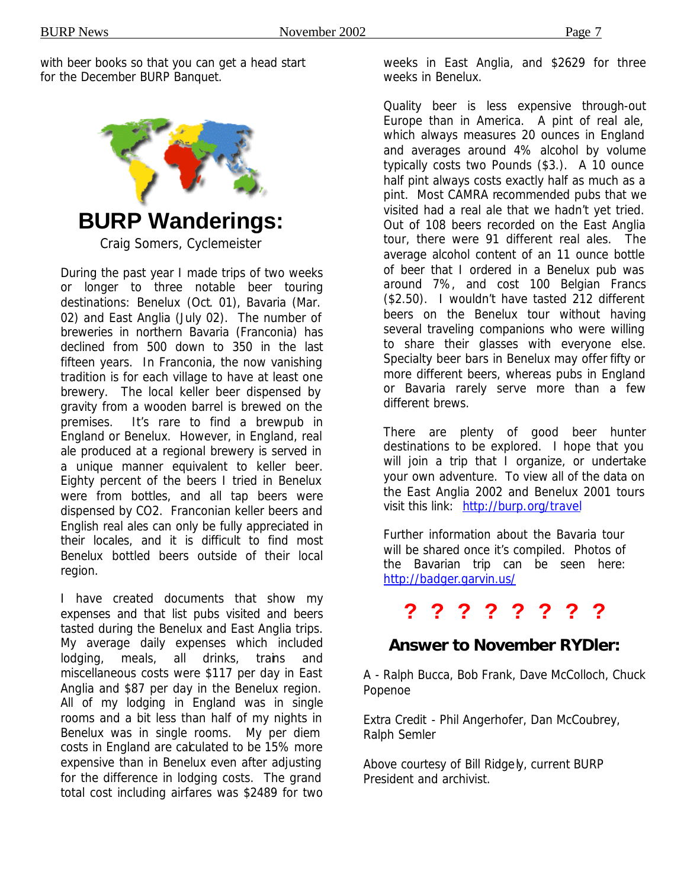with beer books so that you can get a head start for the December BURP Banquet.

# BURP Wanderings:

Craig Somers, Cyclemeister

During the past year I made trips of two weeks or longer to three notable beer touring destinations: Benelux (Oct. 01), Bavaria (Mar. 02) and East Anglia (July 02). The number of breweries in northern Bavaria (Franconia) has declined from 500 down to 350 in the last fifteen years. In Franconia, the now vanishing tradition is for each village to have at least one brewery. The local keller beer dispensed by gravity from a wooden barrel is brewed on the premises. It's rare to find a brewpub in England or Benelux. However, in England, real ale produced at a regional brewery is served in a unique manner equivalent to keller beer. Eighty percent of the beers I tried in Benelux were from bottles, and all tap beers were dispensed by $CO_2$. Franconian keller beers and English real ales can only be fully appreciated in their locales, and it is difficult to find most Benelux bottled beers outside of their local region.

I have created documents that show my expenses and that list pubs visited and beers tasted during the Benelux and East Anglia trips. My average daily expenses which included lodging, meals, all drinks, trains and miscellaneous costs were $117 per day in East Anglia and $87 per day in the Benelux region. All of my lodging in England was in single rooms and a bit less than half of my nights in Benelux was in single rooms. My per diem costs in England are calculated to be 15% more expensive than in Benelux even after adjusting for the difference in lodging costs. The grand total cost including airfares was $2489 for two weeks in East Anglia, and $2629 for three weeks in Benelux.

Quality beer is less expensive through-out Europe than in America. A pint of real ale, which always measures 20 ounces in England and averages around 4% alcohol by volume typically costs two Pounds ($3.). A 10 ounce half pint always costs exactly half as much as a pint. Most CAMRA recommended pubs that we visited had a real ale that we hadn't yet tried. Out of 108 beers recorded on the East Anglia tour, there were 91 different real ales. The average alcohol content of an 11 ounce bottle of beer that I ordered in a Benelux pub was around 7%, and cost 100 Belgian Francs ($2.50). I wouldn't have tasted 212 different beers on the Benelux tour without having several traveling companions who were willing to share their glasses with everyone else. Specialty beer bars in Benelux may offer fifty or more different beers, whereas pubs in England or Bavaria rarely serve more than a few different brews.

There are plenty of good beer hunter destinations to be explored. I hope that you will join a trip that I organize, or undertake your own adventure. To view all of the data on the East Anglia 2002 and Benelux 2001 tours visit this link: http://burp.org/travel

Further information about the Bavaria tour will be shared once it's compiled. Photos of the Bavarian trip can be seen here: http://badger.garvin.us/

**? ? ? ? ? ? ? ?**

## Answer to November RYDler:

A - Ralph Bucca, Bob Frank, Dave McColloch, Chuck Popenoe

Extra Credit - Phil Angerhofer, Dan McCoubrey, Ralph Semler

Above courtesy of Bill Ridgely, current BURP President and archivist.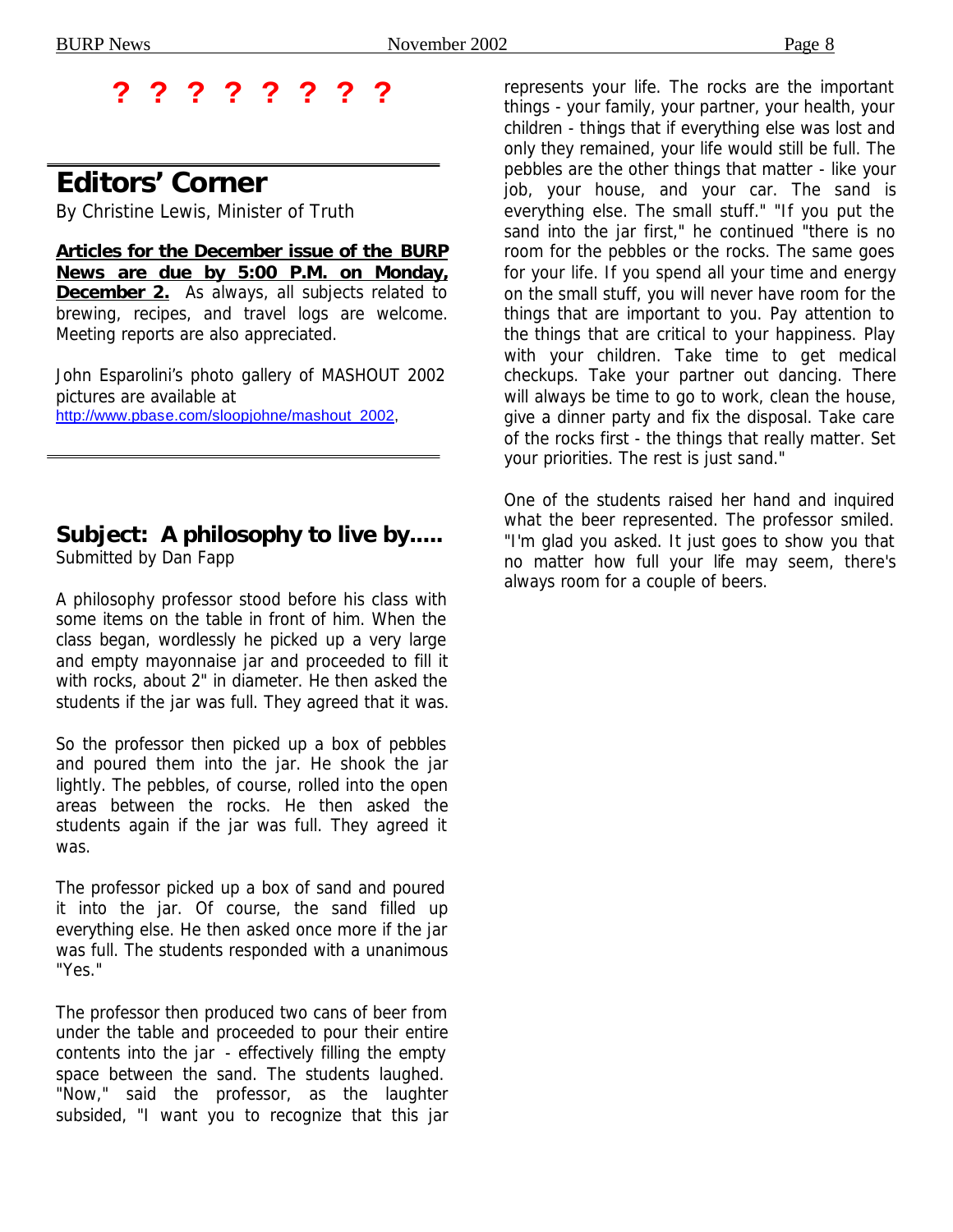**? ? ? ? ? ? ? ?**

## Editors' Corner

By Christine Lewis, Minister of Truth

**Articles for the December issue of the BURP News are due by 5:00 P.M. on Monday, December 2.** As always, all subjects related to brewing, recipes, and travel logs are welcome. Meeting reports are also appreciated.

John Esparolini's photo gallery of MASHOUT 2002 pictures are available at http://www.pbase.com/sloopjohne/mashout_2002,

## Subject: A philosophy to live by.....

Submitted by Dan Fapp

A philosophy professor stood before his class with some items on the table in front of him. When the class began, wordlessly he picked up a very large and empty mayonnaise jar and proceeded to fill it with rocks, about 2" in diameter. He then asked the students if the jar was full. They agreed that it was.

So the professor then picked up a box of pebbles and poured them into the jar. He shook the jar lightly. The pebbles, of course, rolled into the open areas between the rocks. He then asked the students again if the jar was full. They agreed it was.

The professor picked up a box of sand and poured it into the jar. Of course, the sand filled up everything else. He then asked once more if the jar was full. The students responded with a unanimous "Yes."

The professor then produced two cans of beer from under the table and proceeded to pour their entire contents into the jar - effectively filling the empty space between the sand. The students laughed. "Now," said the professor, as the laughter subsided, "I want you to recognize that this jar represents your life. The rocks are the important things - your family, your partner, your health, your children - things that if everything else was lost and only they remained, your life would still be full. The pebbles are the other things that matter - like your job, your house, and your car. The sand is everything else. The small stuff." "If you put the sand into the jar first," he continued "there is no room for the pebbles or the rocks. The same goes for your life. If you spend all your time and energy on the small stuff, you will never have room for the things that are important to you. Pay attention to the things that are critical to your happiness. Play with your children. Take time to get medical checkups. Take your partner out dancing. There will always be time to go to work, clean the house, give a dinner party and fix the disposal. Take care of the rocks first - the things that really matter. Set your priorities. The rest is just sand."

One of the students raised her hand and inquired what the beer represented. The professor smiled. "I'm glad you asked. It just goes to show you that no matter how full your life may seem, there's always room for a couple of beers.